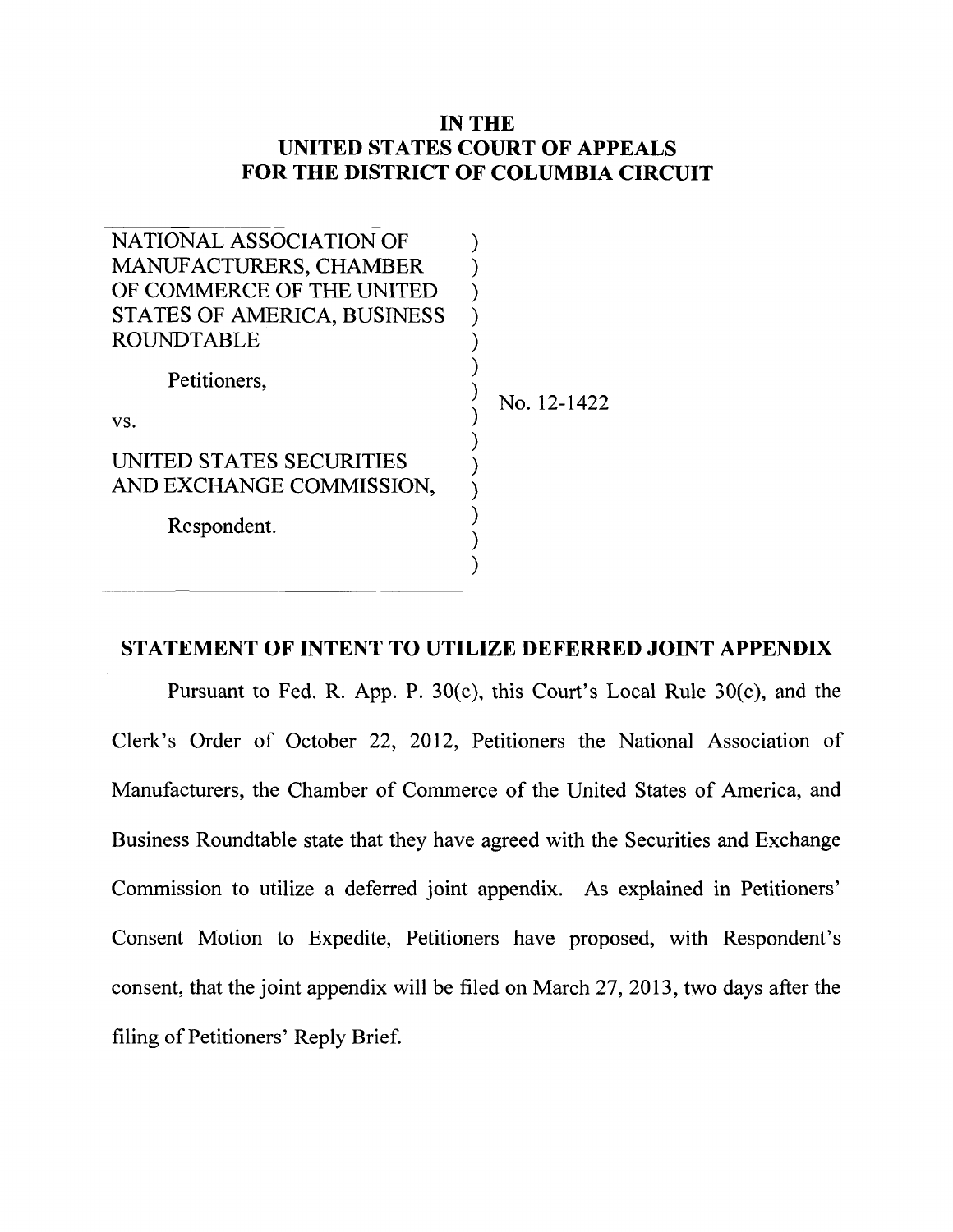**IN THE**
**UNITED STATES COURT OF APPEALS**
**FOR THE DISTRICT OF COLUMBIA CIRCUIT**

| | |
|---|---|
| NATIONAL ASSOCIATION OF MANUFACTURERS, CHAMBER OF COMMERCE OF THE UNITED STATES OF AMERICA, BUSINESS ROUNDTABLE<br><br>Petitioners,<br><br>vs.<br><br>UNITED STATES SECURITIES AND EXCHANGE COMMISSION,<br><br>Respondent. | No. 12-1422 |

**STATEMENT OF INTENT TO UTILIZE DEFERRED JOINT APPENDIX**

Pursuant to Fed. R. App. P. 30(c), this Court's Local Rule 30(c), and the Clerk's Order of October 22, 2012, Petitioners the National Association of Manufacturers, the Chamber of Commerce of the United States of America, and Business Roundtable state that they have agreed with the Securities and Exchange Commission to utilize a deferred joint appendix. As explained in Petitioners' Consent Motion to Expedite, Petitioners have proposed, with Respondent's consent, that the joint appendix will be filed on March 27, 2013, two days after the filing of Petitioners' Reply Brief.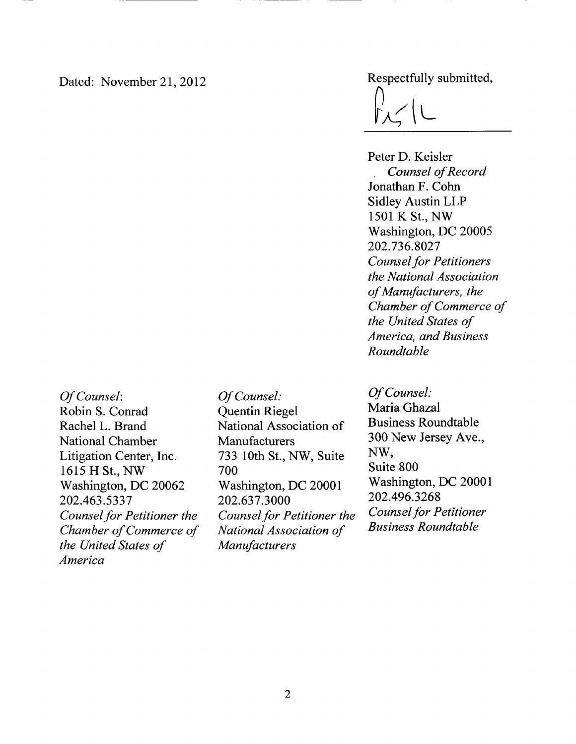Dated: November 21, 2012

Respectfully submitted,

Peter D. Keisler
*Counsel of Record*
Jonathan F. Cohn
Sidley Austin LLP
1501 K St., NW
Washington, DC 20005
202.736.8027
*Counsel for Petitioners the National Association of Manufacturers, the Chamber of Commerce of the United States of America, and Business Roundtable*

*Of Counsel*:
Robin S. Conrad
Rachel L. Brand
National Chamber Litigation Center, Inc.
1615 H St., NW
Washington, DC 20062
202.463.5337
*Counsel for Petitioner the Chamber of Commerce of the United States of America*

*Of Counsel:*
Quentin Riegel
National Association of Manufacturers
733 10th St., NW, Suite 700
Washington, DC 20001
202.637.3000
*Counsel for Petitioner the National Association of Manufacturers*

*Of Counsel:*
Maria Ghazal
Business Roundtable
300 New Jersey Ave., NW,
Suite 800
Washington, DC 20001
202.496.3268
*Counsel for Petitioner Business Roundtable*